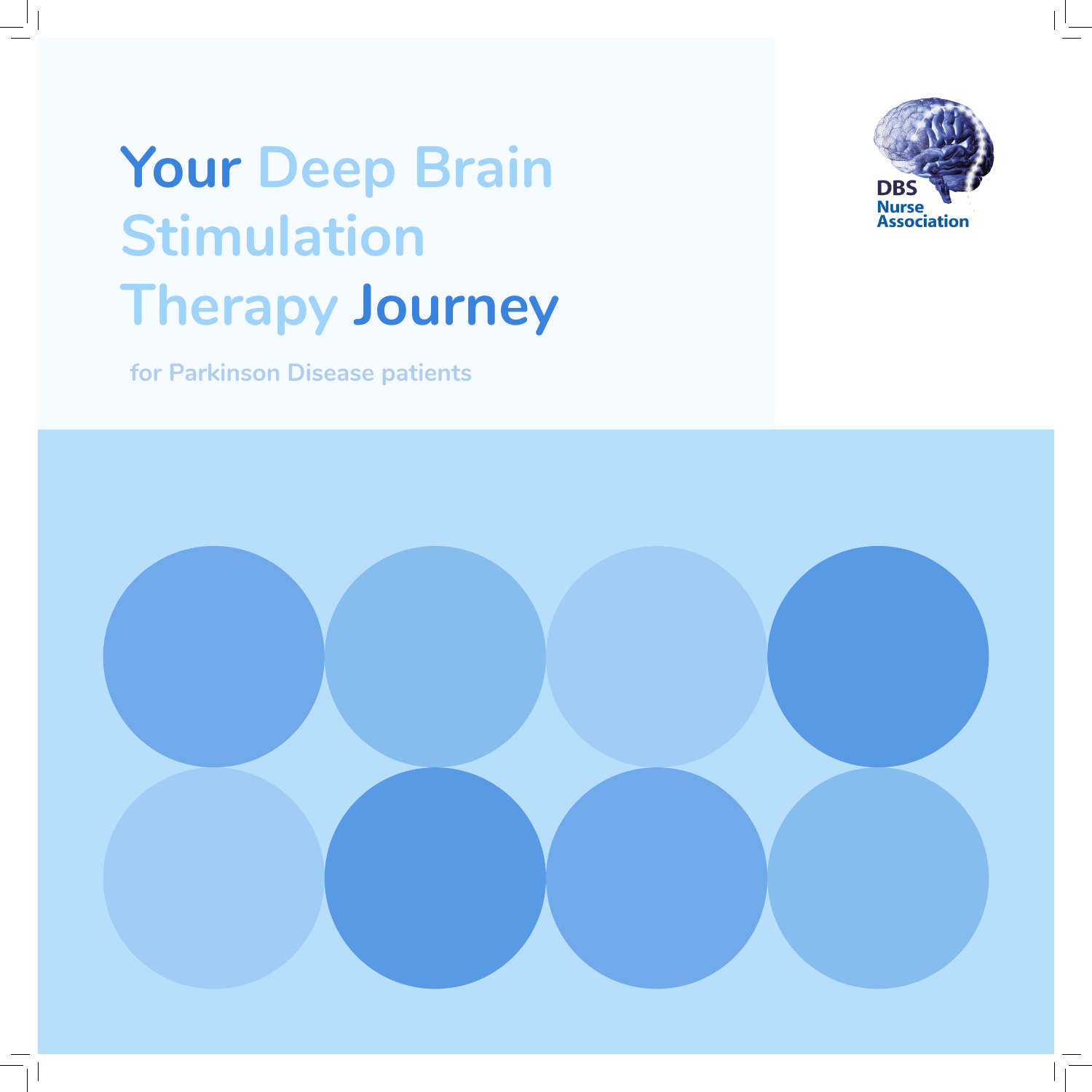# Your Deep Brain Stimulation Therapy Journey

for Parkinson Disease patients

DBS Nurse Association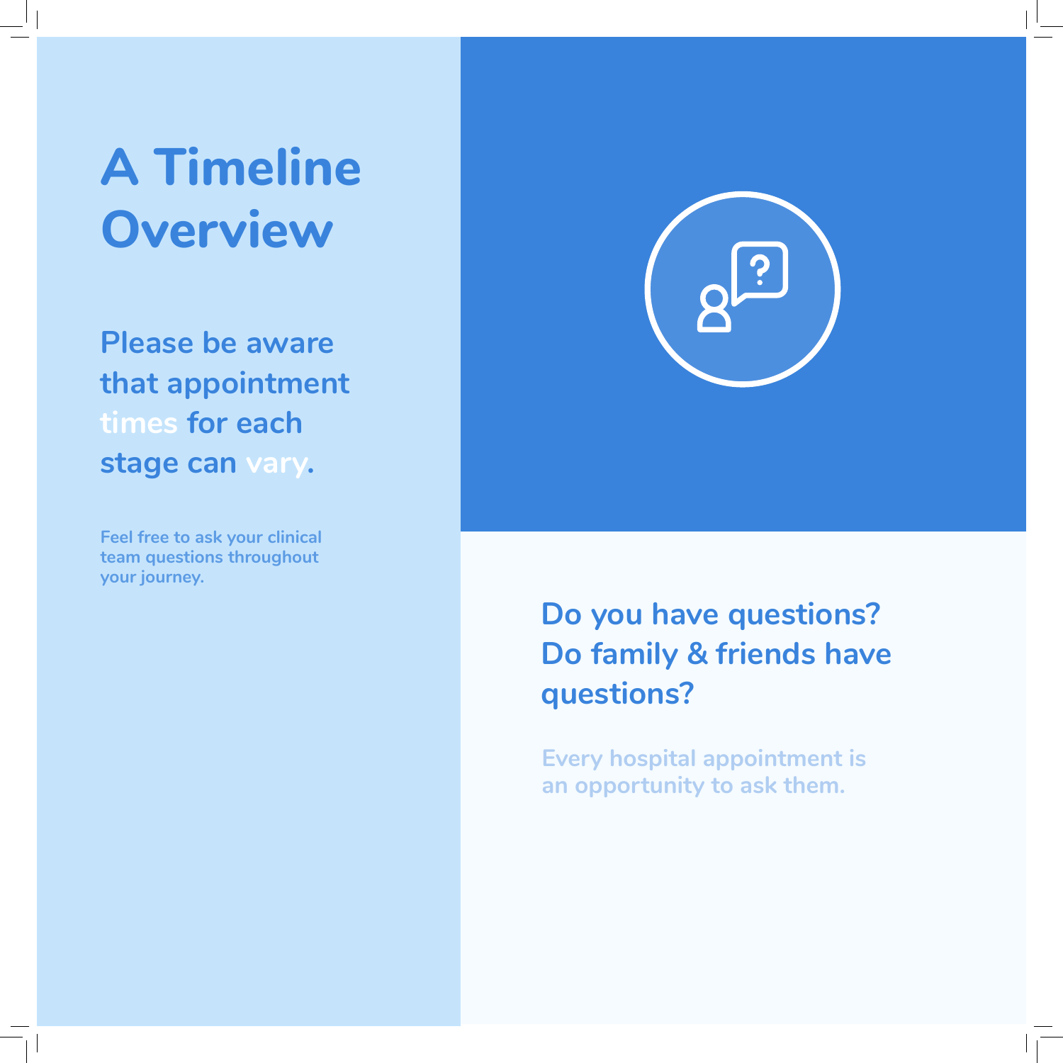# A Timeline Overview

**Please be aware that appointment times for each stage can vary.**

Feel free to ask your clinical team questions throughout your journey.

**Do you have questions? Do family & friends have questions?**

Every hospital appointment is an opportunity to ask them.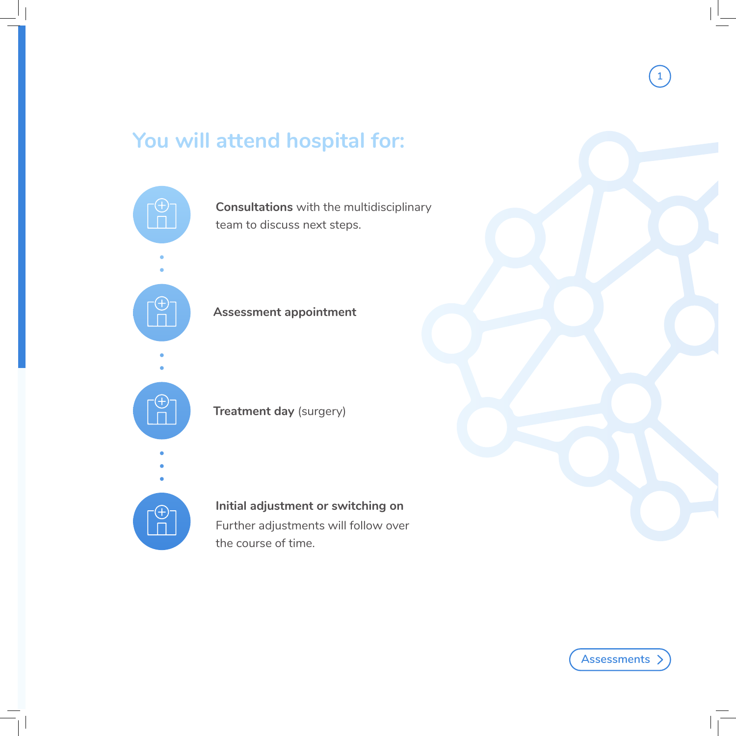## You will attend hospital for:

**Consultations** with the multidisciplinary team to discuss next steps.

**Assessment appointment**

**Treatment day** (surgery)

**Initial adjustment or switching on**
Further adjustments will follow over the course of time.

Assessments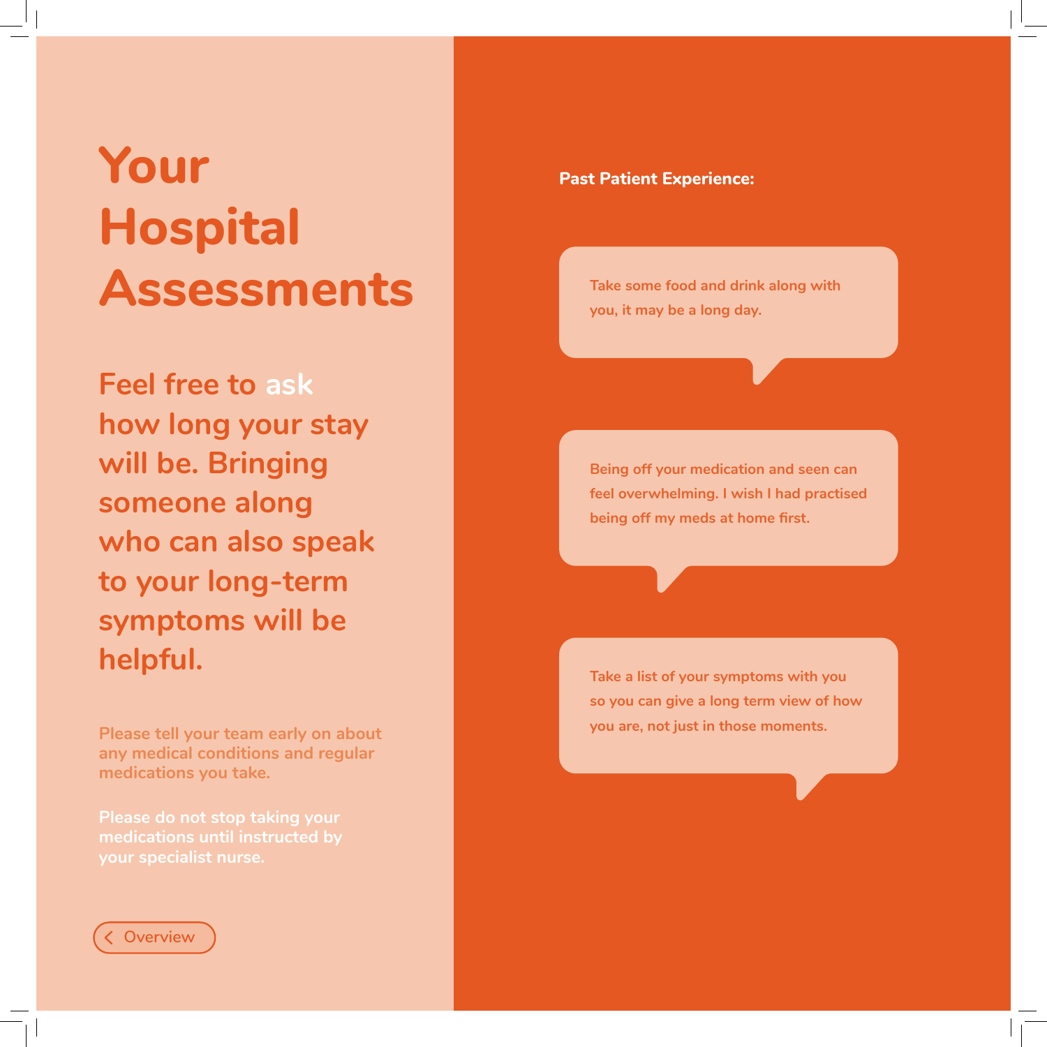# Your Hospital Assessments

## Feel free to ask how long your stay will be. Bringing someone along who can also speak to your long-term symptoms will be helpful.

Please tell your team early on about any medical conditions and regular medications you take.

**Please do not stop taking your medications until instructed by your specialist nurse.**

< Overview

**Past Patient Experience:**

> Take some food and drink along with you, it may be a long day.

> Being off your medication and seen can feel overwhelming. I wish I had practised being off my meds at home first.

> Take a list of your symptoms with you so you can give a long term view of how you are, not just in those moments.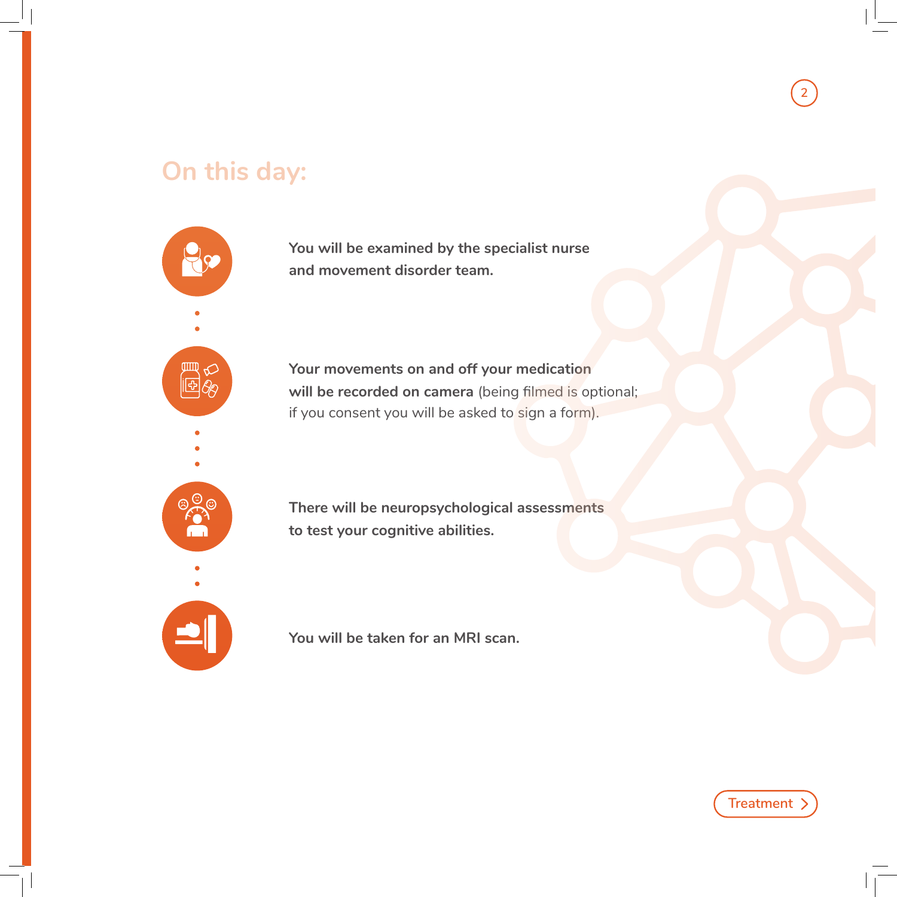## On this day:

**You will be examined by the specialist nurse and movement disorder team.**

**Your movements on and off your medication will be recorded on camera** (being filmed is optional; if you consent you will be asked to sign a form).

**There will be neuropsychological assessments to test your cognitive abilities.**

**You will be taken for an MRI scan.**

Treatment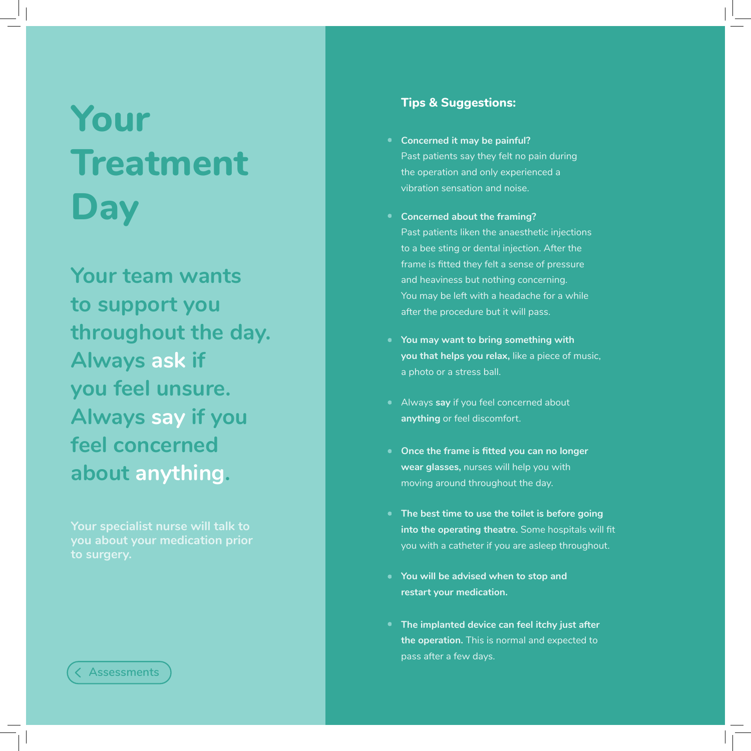# Your Treatment Day

## Your team wants to support you throughout the day. Always **ask** if you feel unsure. Always **say** if you feel concerned about **anything**.

**Your specialist nurse will talk to you about your medication prior to surgery.**

< Assessments

### Tips & Suggestions:

- **Concerned it may be painful?**
  Past patients say they felt no pain during the operation and only experienced a vibration sensation and noise.
- **Concerned about the framing?**
  Past patients liken the anaesthetic injections to a bee sting or dental injection. After the frame is fitted they felt a sense of pressure and heaviness but nothing concerning. You may be left with a headache for a while after the procedure but it will pass.
- **You may want to bring something with you that helps you relax,** like a piece of music, a photo or a stress ball.
- Always **say** if you feel concerned about **anything** or feel discomfort.
- **Once the frame is fitted you can no longer wear glasses,** nurses will help you with moving around throughout the day.
- **The best time to use the toilet is before going into the operating theatre.** Some hospitals will fit you with a catheter if you are asleep throughout.
- **You will be advised when to stop and restart your medication.**
- **The implanted device can feel itchy just after the operation.** This is normal and expected to pass after a few days.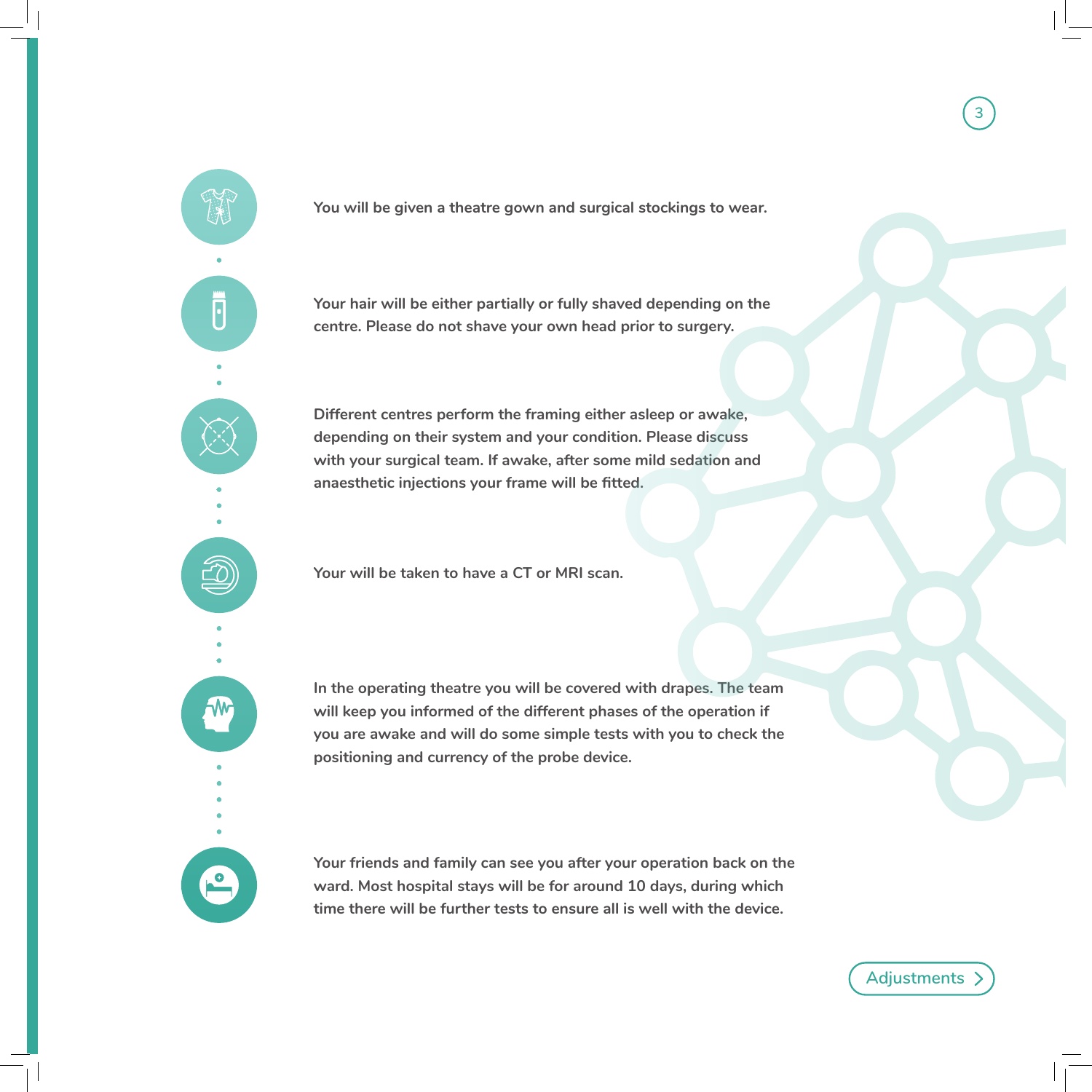You will be given a theatre gown and surgical stockings to wear.

Your hair will be either partially or fully shaved depending on the centre. Please do not shave your own head prior to surgery.

Different centres perform the framing either asleep or awake, depending on their system and your condition. Please discuss with your surgical team. If awake, after some mild sedation and anaesthetic injections your frame will be fitted.

Your will be taken to have a CT or MRI scan.

In the operating theatre you will be covered with drapes. The team will keep you informed of the different phases of the operation if you are awake and will do some simple tests with you to check the positioning and currency of the probe device.

Your friends and family can see you after your operation back on the ward. Most hospital stays will be for around 10 days, during which time there will be further tests to ensure all is well with the device.

Adjustments >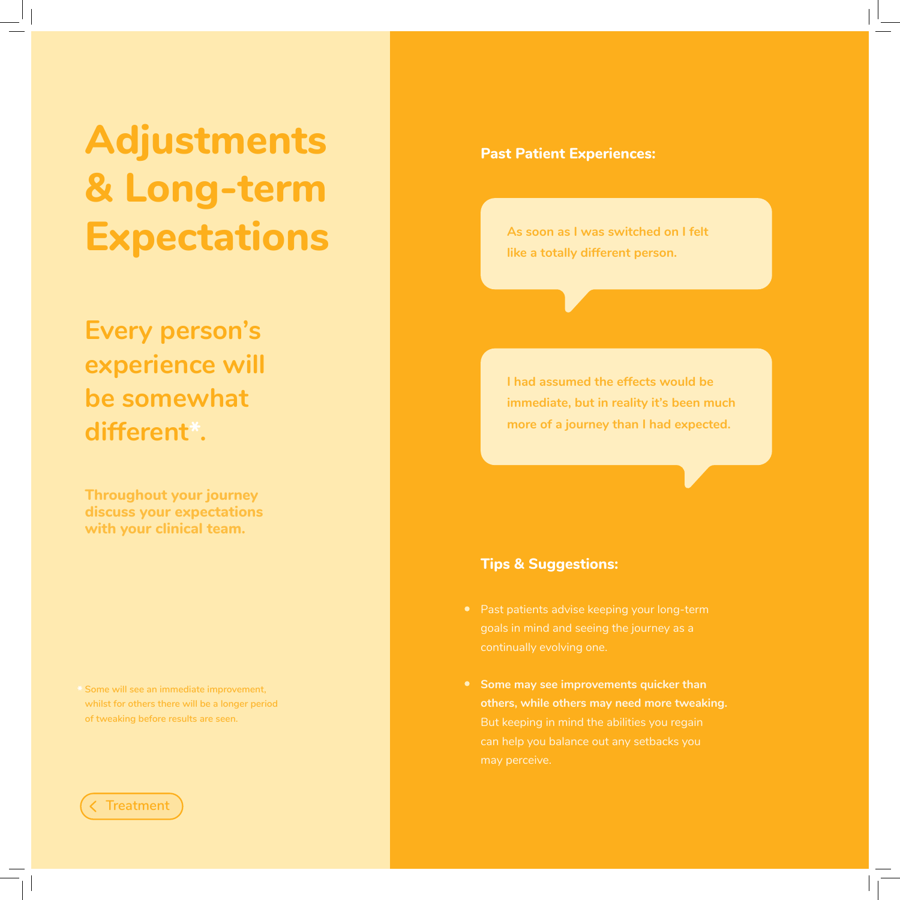# Adjustments & Long-term Expectations

## Every person's experience will be somewhat different*.

**Throughout your journey discuss your expectations with your clinical team.**

* Some will see an immediate improvement, whilst for others there will be a longer period of tweaking before results are seen.

< Treatment

**Past Patient Experiences:**

> As soon as I was switched on I felt like a totally different person.

> I had assumed the effects would be immediate, but in reality it's been much more of a journey than I had expected.

**Tips & Suggestions:**

- Past patients advise keeping your long-term goals in mind and seeing the journey as a continually evolving one.
- **Some may see improvements quicker than others, while others may need more tweaking.** But keeping in mind the abilities you regain can help you balance out any setbacks you may perceive.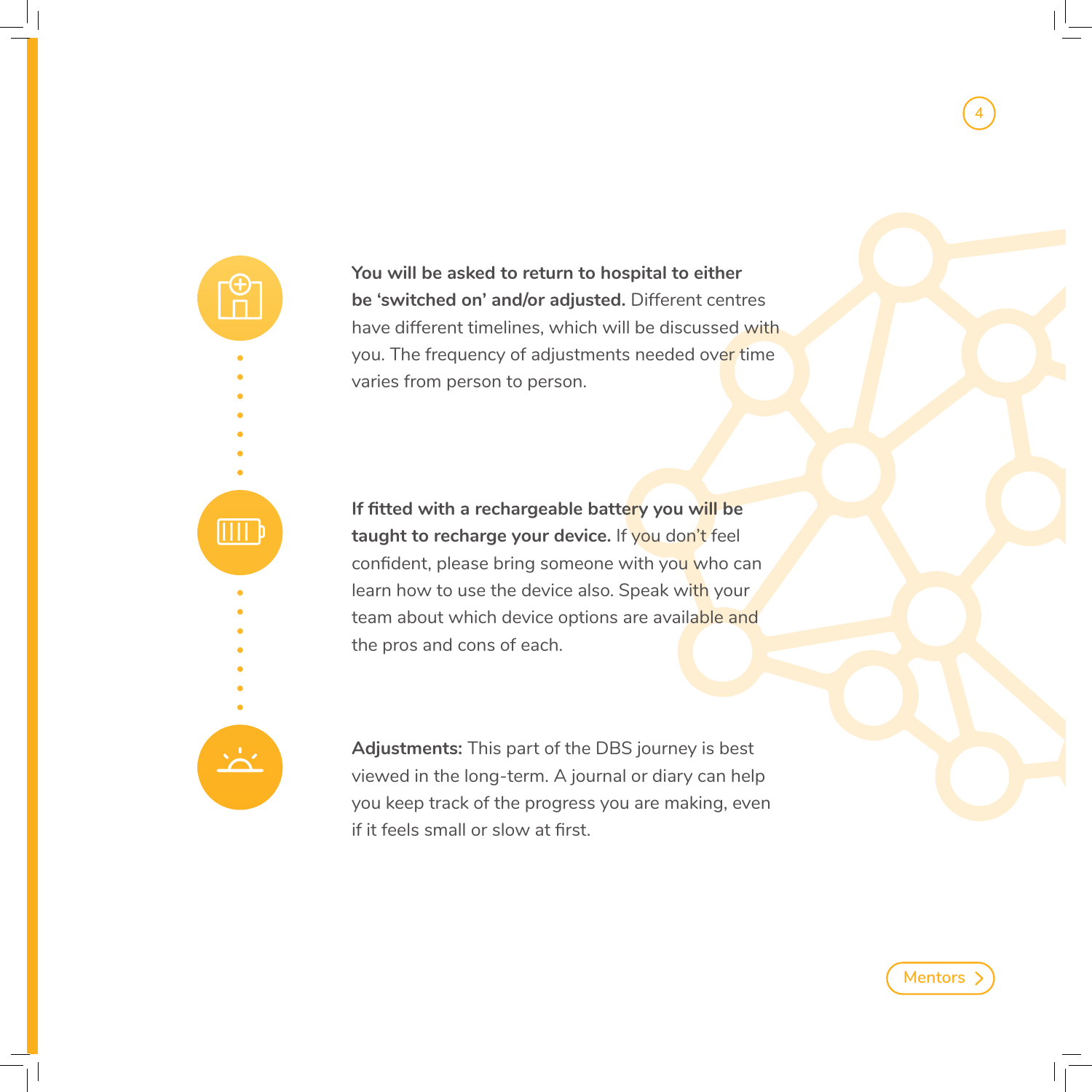**You will be asked to return to hospital to either be ‘switched on’ and/or adjusted.** Different centres have different timelines, which will be discussed with you. The frequency of adjustments needed over time varies from person to person.

**If fitted with a rechargeable battery you will be taught to recharge your device.** If you don’t feel confident, please bring someone with you who can learn how to use the device also. Speak with your team about which device options are available and the pros and cons of each.

**Adjustments:** This part of the DBS journey is best viewed in the long-term. A journal or diary can help you keep track of the progress you are making, even if it feels small or slow at first.

Mentors >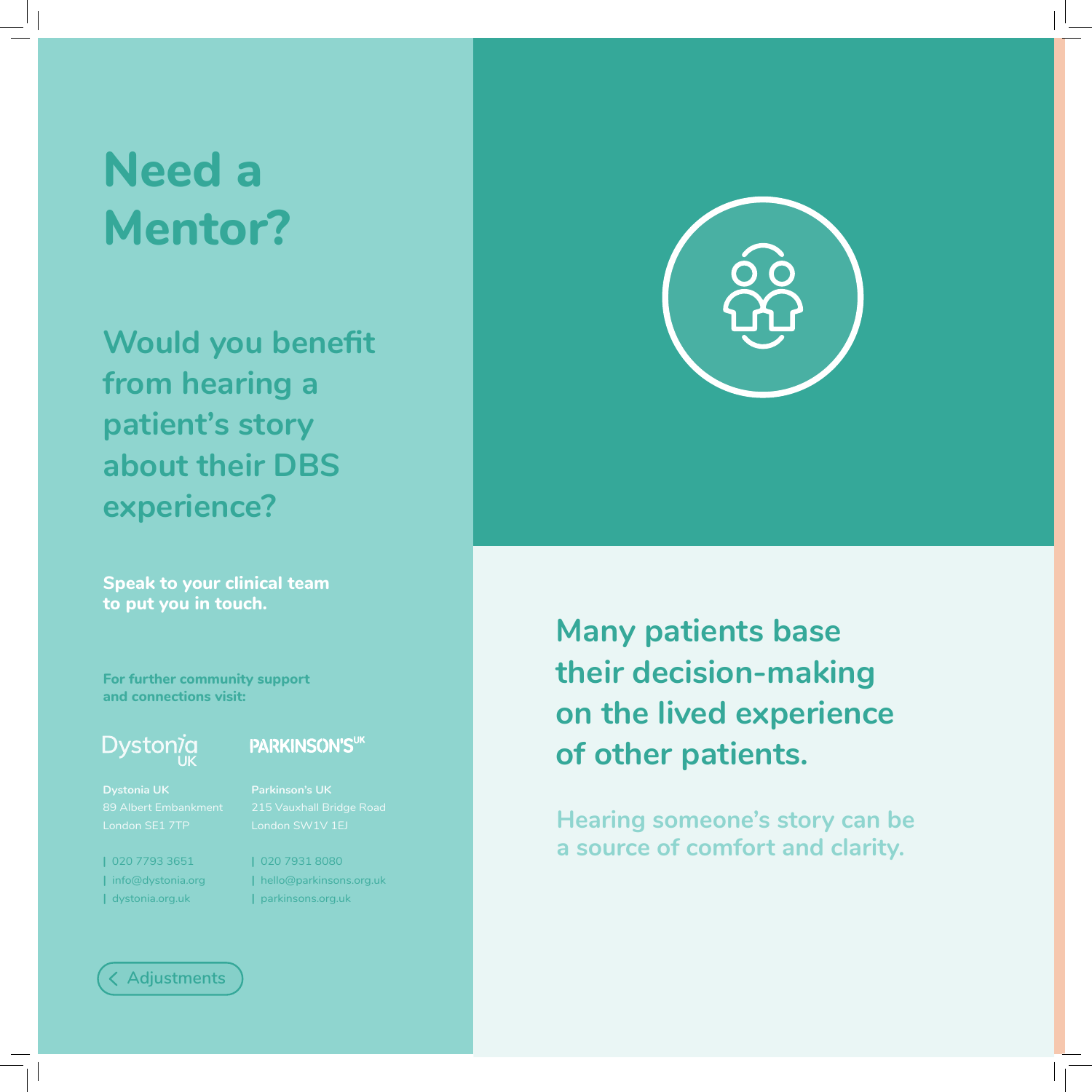# Need a Mentor?

## Would you benefit from hearing a patient's story about their DBS experience?

**Speak to your clinical team to put you in touch.**

**For further community support and connections visit:**

**Dystonia UK**
89 Albert Embankment
London SE1 7TP

| 020 7793 3651
| info@dystonia.org
| dystonia.org.uk

**Parkinson's UK**
215 Vauxhall Bridge Road
London SW1V 1EJ

| 020 7931 8080
| hello@parkinsons.org.uk
| parkinsons.org.uk

< Adjustments

## Many patients base their decision-making on the lived experience of other patients.

**Hearing someone's story can be a source of comfort and clarity.**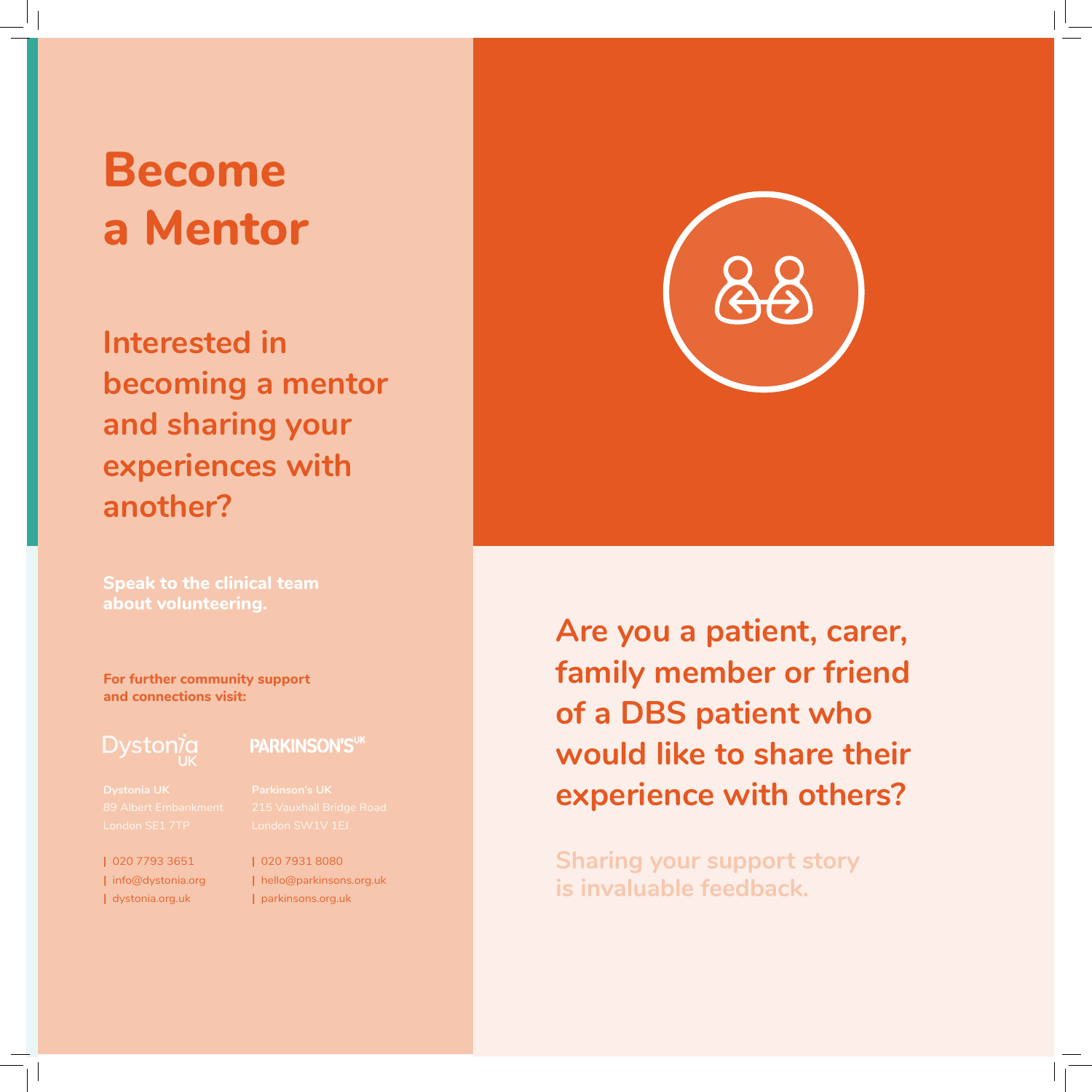# Become a Mentor

## Interested in becoming a mentor and sharing your experiences with another?

**Speak to the clinical team about volunteering.**

**For further community support and connections visit:**

Dystonia UK

PARKINSON'S UK

**Dystonia UK**
89 Albert Embankment
London SE1 7TP

| 020 7793 3651
| info@dystonia.org
| dystonia.org.uk

**Parkinson's UK**
215 Vauxhall Bridge Road
London SW1V 1EJ

| 020 7931 8080
| hello@parkinsons.org.uk
| parkinsons.org.uk

## Are you a patient, carer, family member or friend of a DBS patient who would like to share their experience with others?

**Sharing your support story is invaluable feedback.**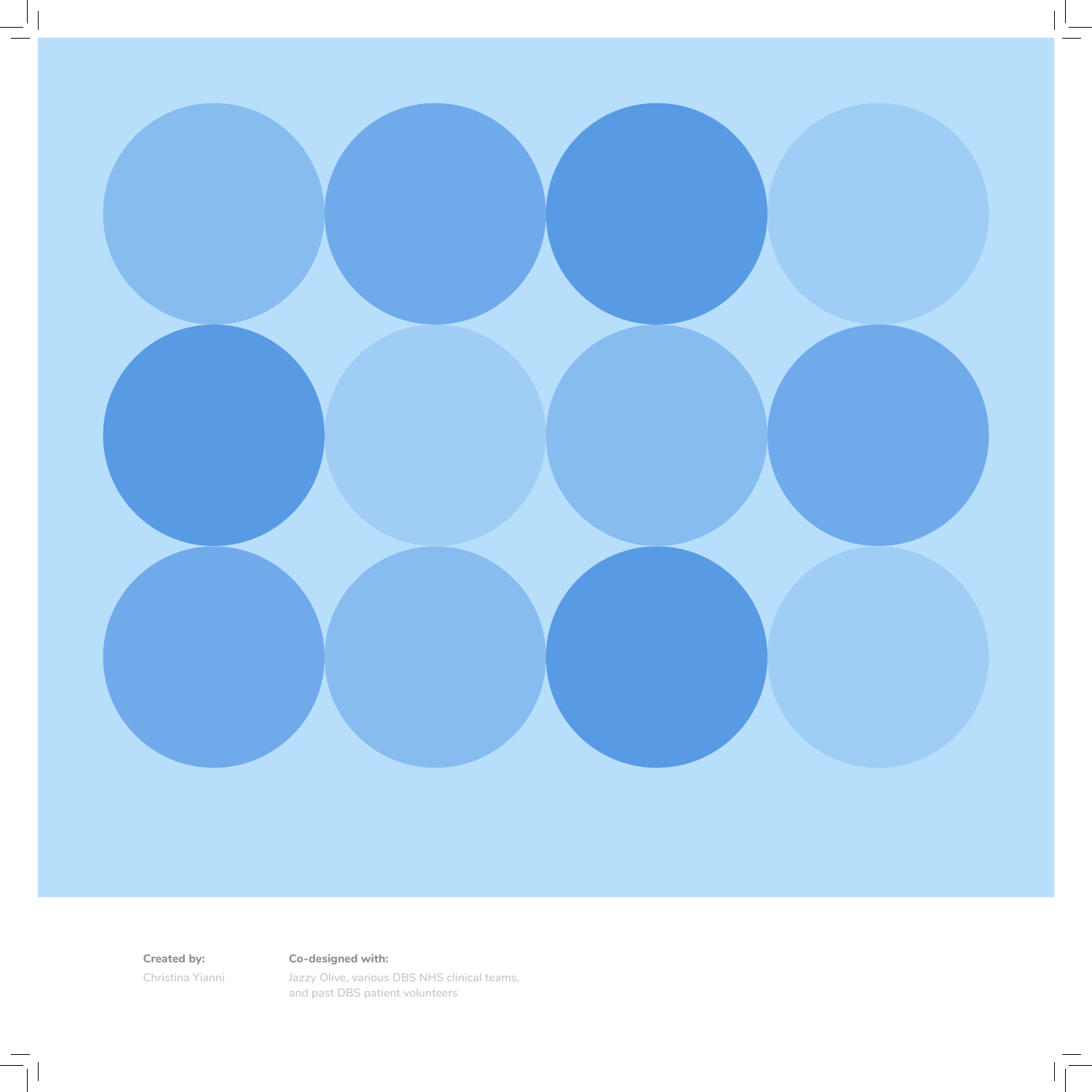**Created by:**

Christina Yianni

**Co-designed with:**

Jazzy Olive, various DBS NHS clinical teams, and past DBS patient volunteers